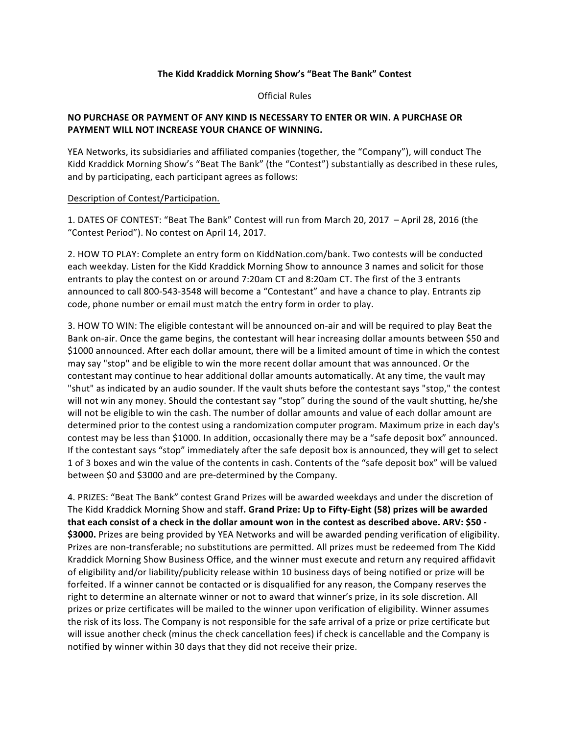**The Kidd Kraddick Morning Show's "Beat The Bank" Contest**

Official Rules

**NO PURCHASE OR PAYMENT OF ANY KIND IS NECESSARY TO ENTER OR WIN. A PURCHASE OR PAYMENT WILL NOT INCREASE YOUR CHANCE OF WINNING.**

YEA Networks, its subsidiaries and affiliated companies (together, the "Company"), will conduct The Kidd Kraddick Morning Show's "Beat The Bank" (the "Contest") substantially as described in these rules, and by participating, each participant agrees as follows:

Description of Contest/Participation.

1. DATES OF CONTEST: "Beat The Bank" Contest will run from March 20, 2017 – April 28, 2016 (the "Contest Period"). No contest on April 14, 2017.

2. HOW TO PLAY: Complete an entry form on KiddNation.com/bank. Two contests will be conducted each weekday. Listen for the Kidd Kraddick Morning Show to announce 3 names and solicit for those entrants to play the contest on or around 7:20am CT and 8:20am CT. The first of the 3 entrants announced to call 800-543-3548 will become a "Contestant" and have a chance to play. Entrants zip code, phone number or email must match the entry form in order to play.

3. HOW TO WIN: The eligible contestant will be announced on-air and will be required to play Beat the Bank on-air. Once the game begins, the contestant will hear increasing dollar amounts between $50 and $1000 announced. After each dollar amount, there will be a limited amount of time in which the contest may say "stop" and be eligible to win the more recent dollar amount that was announced. Or the contestant may continue to hear additional dollar amounts automatically. At any time, the vault may "shut" as indicated by an audio sounder. If the vault shuts before the contestant says "stop," the contest will not win any money. Should the contestant say "stop" during the sound of the vault shutting, he/she will not be eligible to win the cash. The number of dollar amounts and value of each dollar amount are determined prior to the contest using a randomization computer program. Maximum prize in each day's contest may be less than $1000. In addition, occasionally there may be a "safe deposit box" announced. If the contestant says "stop" immediately after the safe deposit box is announced, they will get to select 1 of 3 boxes and win the value of the contents in cash. Contents of the "safe deposit box" will be valued between $0 and $3000 and are pre-determined by the Company.

4. PRIZES: "Beat The Bank" contest Grand Prizes will be awarded weekdays and under the discretion of The Kidd Kraddick Morning Show and staff**. Grand Prize: Up to Fifty-Eight (58) prizes will be awarded that each consist of a check in the dollar amount won in the contest as described above. ARV: $50 - $3000.** Prizes are being provided by YEA Networks and will be awarded pending verification of eligibility. Prizes are non-transferable; no substitutions are permitted. All prizes must be redeemed from The Kidd Kraddick Morning Show Business Office, and the winner must execute and return any required affidavit of eligibility and/or liability/publicity release within 10 business days of being notified or prize will be forfeited. If a winner cannot be contacted or is disqualified for any reason, the Company reserves the right to determine an alternate winner or not to award that winner's prize, in its sole discretion. All prizes or prize certificates will be mailed to the winner upon verification of eligibility. Winner assumes the risk of its loss. The Company is not responsible for the safe arrival of a prize or prize certificate but will issue another check (minus the check cancellation fees) if check is cancellable and the Company is notified by winner within 30 days that they did not receive their prize.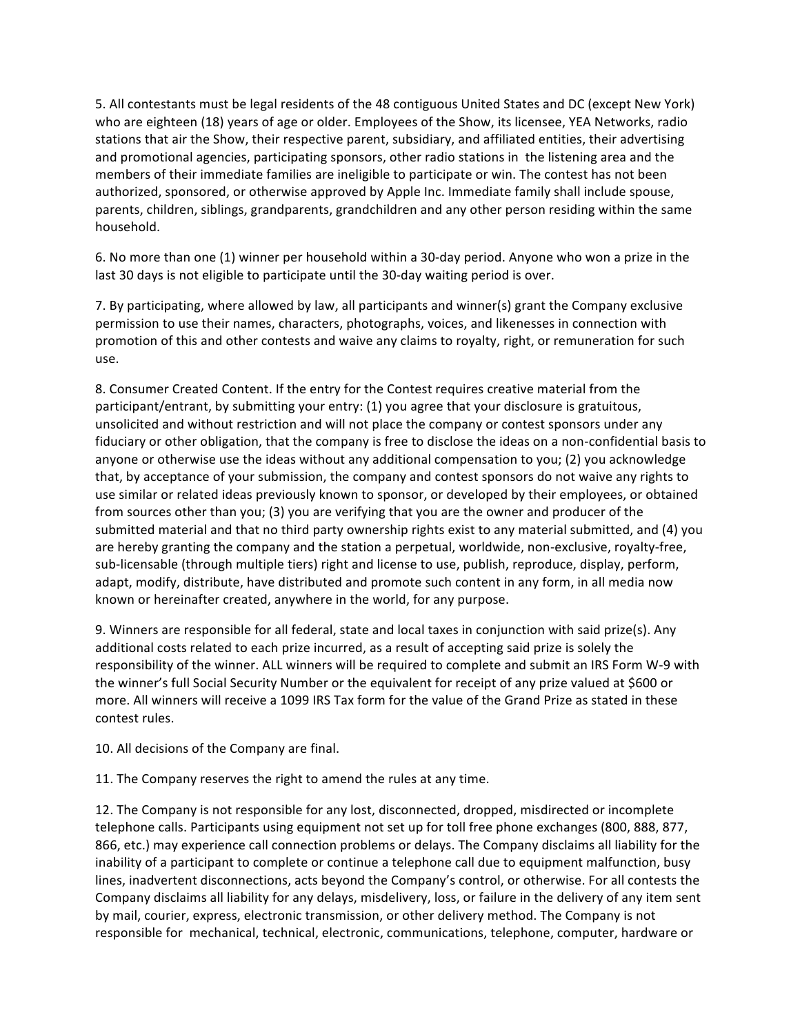5. All contestants must be legal residents of the 48 contiguous United States and DC (except New York) who are eighteen (18) years of age or older. Employees of the Show, its licensee, YEA Networks, radio stations that air the Show, their respective parent, subsidiary, and affiliated entities, their advertising and promotional agencies, participating sponsors, other radio stations in the listening area and the members of their immediate families are ineligible to participate or win. The contest has not been authorized, sponsored, or otherwise approved by Apple Inc. Immediate family shall include spouse, parents, children, siblings, grandparents, grandchildren and any other person residing within the same household.

6. No more than one (1) winner per household within a 30-day period. Anyone who won a prize in the last 30 days is not eligible to participate until the 30-day waiting period is over.

7. By participating, where allowed by law, all participants and winner(s) grant the Company exclusive permission to use their names, characters, photographs, voices, and likenesses in connection with promotion of this and other contests and waive any claims to royalty, right, or remuneration for such use.

8. Consumer Created Content. If the entry for the Contest requires creative material from the participant/entrant, by submitting your entry: (1) you agree that your disclosure is gratuitous, unsolicited and without restriction and will not place the company or contest sponsors under any fiduciary or other obligation, that the company is free to disclose the ideas on a non-confidential basis to anyone or otherwise use the ideas without any additional compensation to you; (2) you acknowledge that, by acceptance of your submission, the company and contest sponsors do not waive any rights to use similar or related ideas previously known to sponsor, or developed by their employees, or obtained from sources other than you; (3) you are verifying that you are the owner and producer of the submitted material and that no third party ownership rights exist to any material submitted, and (4) you are hereby granting the company and the station a perpetual, worldwide, non-exclusive, royalty-free, sub-licensable (through multiple tiers) right and license to use, publish, reproduce, display, perform, adapt, modify, distribute, have distributed and promote such content in any form, in all media now known or hereinafter created, anywhere in the world, for any purpose.

9. Winners are responsible for all federal, state and local taxes in conjunction with said prize(s). Any additional costs related to each prize incurred, as a result of accepting said prize is solely the responsibility of the winner. ALL winners will be required to complete and submit an IRS Form W-9 with the winner's full Social Security Number or the equivalent for receipt of any prize valued at $600 or more. All winners will receive a 1099 IRS Tax form for the value of the Grand Prize as stated in these contest rules.

10. All decisions of the Company are final.

11. The Company reserves the right to amend the rules at any time.

12. The Company is not responsible for any lost, disconnected, dropped, misdirected or incomplete telephone calls. Participants using equipment not set up for toll free phone exchanges (800, 888, 877, 866, etc.) may experience call connection problems or delays. The Company disclaims all liability for the inability of a participant to complete or continue a telephone call due to equipment malfunction, busy lines, inadvertent disconnections, acts beyond the Company's control, or otherwise. For all contests the Company disclaims all liability for any delays, misdelivery, loss, or failure in the delivery of any item sent by mail, courier, express, electronic transmission, or other delivery method. The Company is not responsible for mechanical, technical, electronic, communications, telephone, computer, hardware or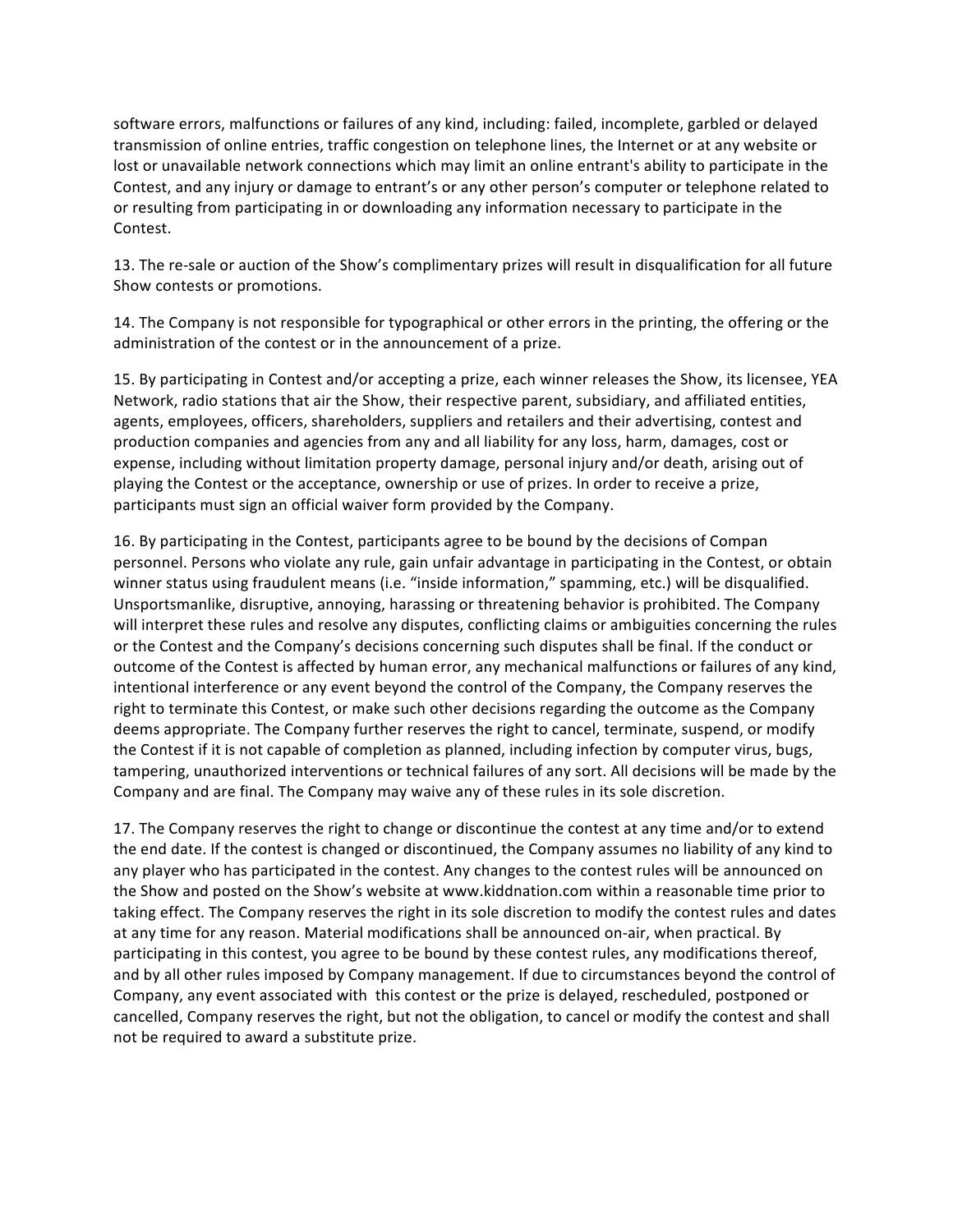software errors, malfunctions or failures of any kind, including: failed, incomplete, garbled or delayed transmission of online entries, traffic congestion on telephone lines, the Internet or at any website or lost or unavailable network connections which may limit an online entrant's ability to participate in the Contest, and any injury or damage to entrant's or any other person's computer or telephone related to or resulting from participating in or downloading any information necessary to participate in the Contest.

13. The re-sale or auction of the Show's complimentary prizes will result in disqualification for all future Show contests or promotions.

14. The Company is not responsible for typographical or other errors in the printing, the offering or the administration of the contest or in the announcement of a prize.

15. By participating in Contest and/or accepting a prize, each winner releases the Show, its licensee, YEA Network, radio stations that air the Show, their respective parent, subsidiary, and affiliated entities, agents, employees, officers, shareholders, suppliers and retailers and their advertising, contest and production companies and agencies from any and all liability for any loss, harm, damages, cost or expense, including without limitation property damage, personal injury and/or death, arising out of playing the Contest or the acceptance, ownership or use of prizes. In order to receive a prize, participants must sign an official waiver form provided by the Company.

16. By participating in the Contest, participants agree to be bound by the decisions of Compan personnel. Persons who violate any rule, gain unfair advantage in participating in the Contest, or obtain winner status using fraudulent means (i.e. "inside information," spamming, etc.) will be disqualified. Unsportsmanlike, disruptive, annoying, harassing or threatening behavior is prohibited. The Company will interpret these rules and resolve any disputes, conflicting claims or ambiguities concerning the rules or the Contest and the Company's decisions concerning such disputes shall be final. If the conduct or outcome of the Contest is affected by human error, any mechanical malfunctions or failures of any kind, intentional interference or any event beyond the control of the Company, the Company reserves the right to terminate this Contest, or make such other decisions regarding the outcome as the Company deems appropriate. The Company further reserves the right to cancel, terminate, suspend, or modify the Contest if it is not capable of completion as planned, including infection by computer virus, bugs, tampering, unauthorized interventions or technical failures of any sort. All decisions will be made by the Company and are final. The Company may waive any of these rules in its sole discretion.

17. The Company reserves the right to change or discontinue the contest at any time and/or to extend the end date. If the contest is changed or discontinued, the Company assumes no liability of any kind to any player who has participated in the contest. Any changes to the contest rules will be announced on the Show and posted on the Show's website at www.kiddnation.com within a reasonable time prior to taking effect. The Company reserves the right in its sole discretion to modify the contest rules and dates at any time for any reason. Material modifications shall be announced on-air, when practical. By participating in this contest, you agree to be bound by these contest rules, any modifications thereof, and by all other rules imposed by Company management. If due to circumstances beyond the control of Company, any event associated with this contest or the prize is delayed, rescheduled, postponed or cancelled, Company reserves the right, but not the obligation, to cancel or modify the contest and shall not be required to award a substitute prize.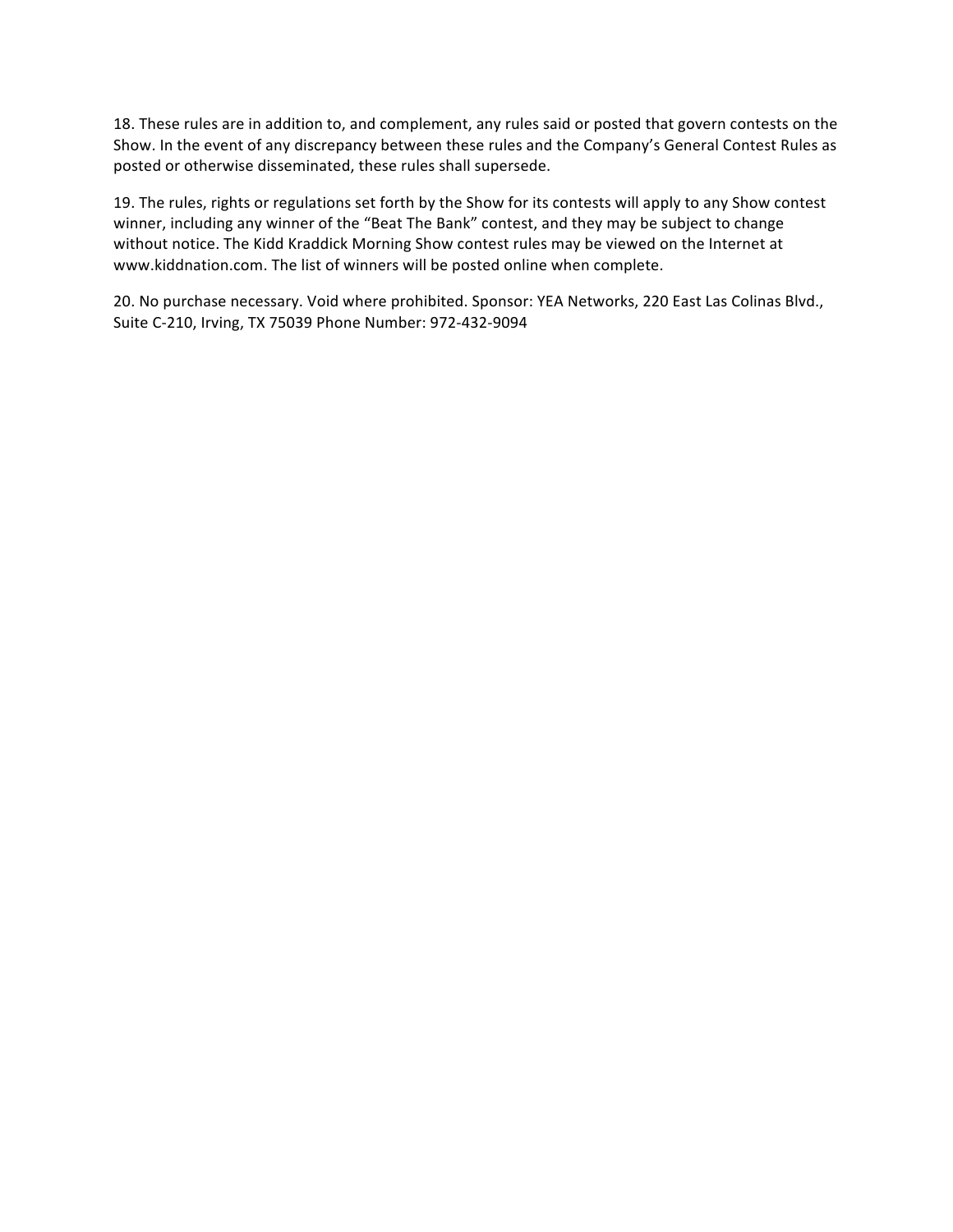18. These rules are in addition to, and complement, any rules said or posted that govern contests on the Show. In the event of any discrepancy between these rules and the Company's General Contest Rules as posted or otherwise disseminated, these rules shall supersede.

19. The rules, rights or regulations set forth by the Show for its contests will apply to any Show contest winner, including any winner of the "Beat The Bank" contest, and they may be subject to change without notice. The Kidd Kraddick Morning Show contest rules may be viewed on the Internet at www.kiddnation.com. The list of winners will be posted online when complete.

20. No purchase necessary. Void where prohibited. Sponsor: YEA Networks, 220 East Las Colinas Blvd., Suite C-210, Irving, TX 75039 Phone Number: 972-432-9094